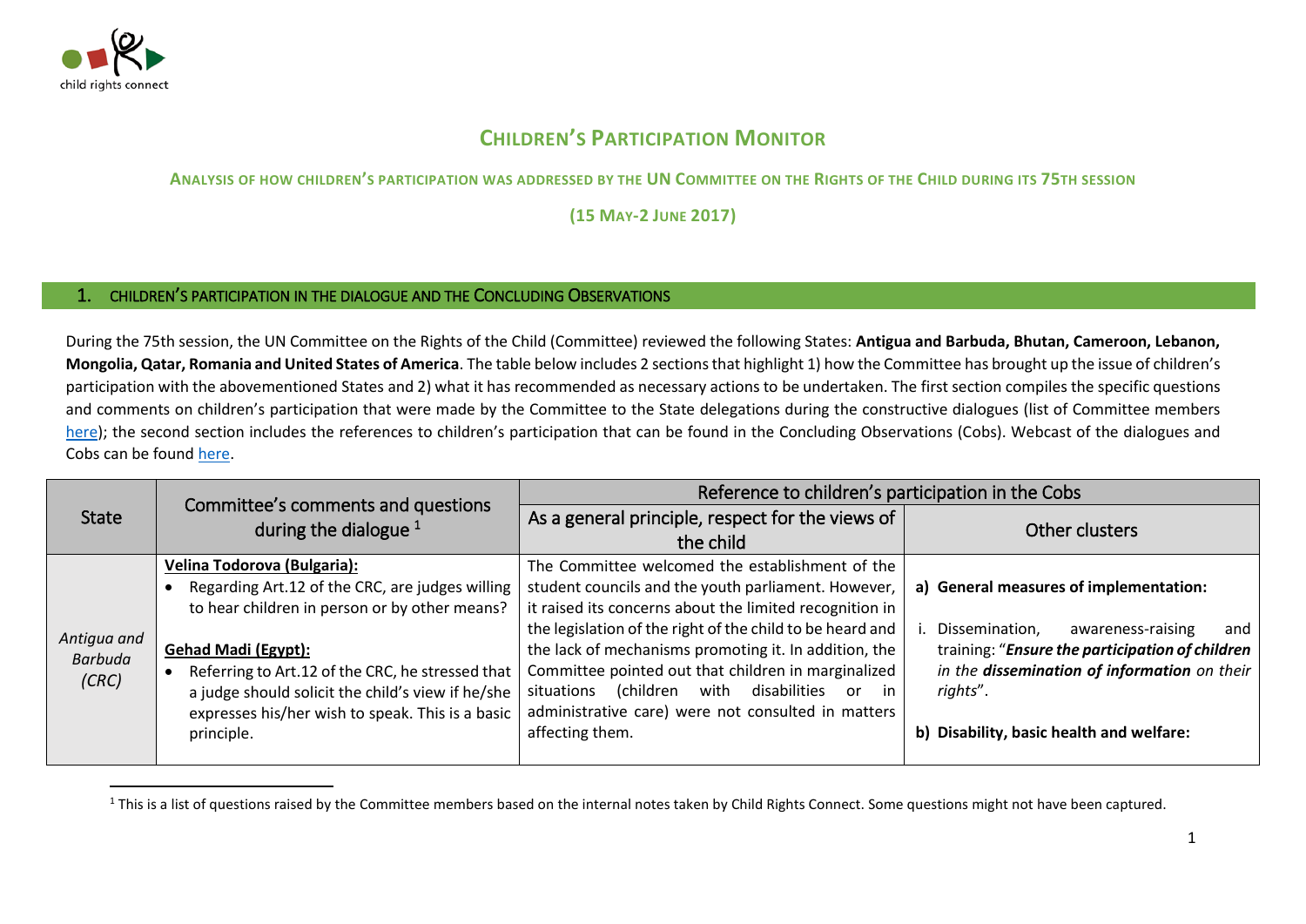child rights connect

# CHILDREN'S PARTICIPATION MONITOR

### ANALYSIS OF HOW CHILDREN'S PARTICIPATION WAS ADDRESSED BY THE UN COMMITTEE ON THE RIGHTS OF THE CHILD DURING ITS 75TH SESSION

### (15 MAY-2 JUNE 2017)

## 1. CHILDREN'S PARTICIPATION IN THE DIALOGUE AND THE CONCLUDING OBSERVATIONS

During the 75th session, the UN Committee on the Rights of the Child (Committee) reviewed the following States: **Antigua and Barbuda, Bhutan, Cameroon, Lebanon, Mongolia, Qatar, Romania and United States of America**. The table below includes 2 sections that highlight 1) how the Committee has brought up the issue of children's participation with the abovementioned States and 2) what it has recommended as necessary actions to be undertaken. The first section compiles the specific questions and comments on children's participation that were made by the Committee to the State delegations during the constructive dialogues (list of Committee members here); the second section includes the references to children's participation that can be found in the Concluding Observations (Cobs). Webcast of the dialogues and Cobs can be found here.

| State | Committee's comments and questions during the dialogue [1] | Reference to children's participation in the Cobs | |
|---|---|---|---|
| | | As a general principle, respect for the views of the child | Other clusters |
| *Antigua and Barbuda (CRC)* | **Velina Todorova (Bulgaria):**<br>• Regarding Art.12 of the CRC, are judges willing to hear children in person or by other means?<br><br>**Gehad Madi (Egypt):**<br>• Referring to Art.12 of the CRC, he stressed that a judge should solicit the child's view if he/she expresses his/her wish to speak. This is a basic principle. | The Committee welcomed the establishment of the student councils and the youth parliament. However, it raised its concerns about the limited recognition in the legislation of the right of the child to be heard and the lack of mechanisms promoting it. In addition, the Committee pointed out that children in marginalized situations (children with disabilities or in administrative care) were not consulted in matters affecting them. | **a) General measures of implementation:**<br><br>i. Dissemination, awareness-raising and training: "***Ensure the participation of children** in the **dissemination of information** on their rights*".<br><br>**b) Disability, basic health and welfare:** |

[1] This is a list of questions raised by the Committee members based on the internal notes taken by Child Rights Connect. Some questions might not have been captured.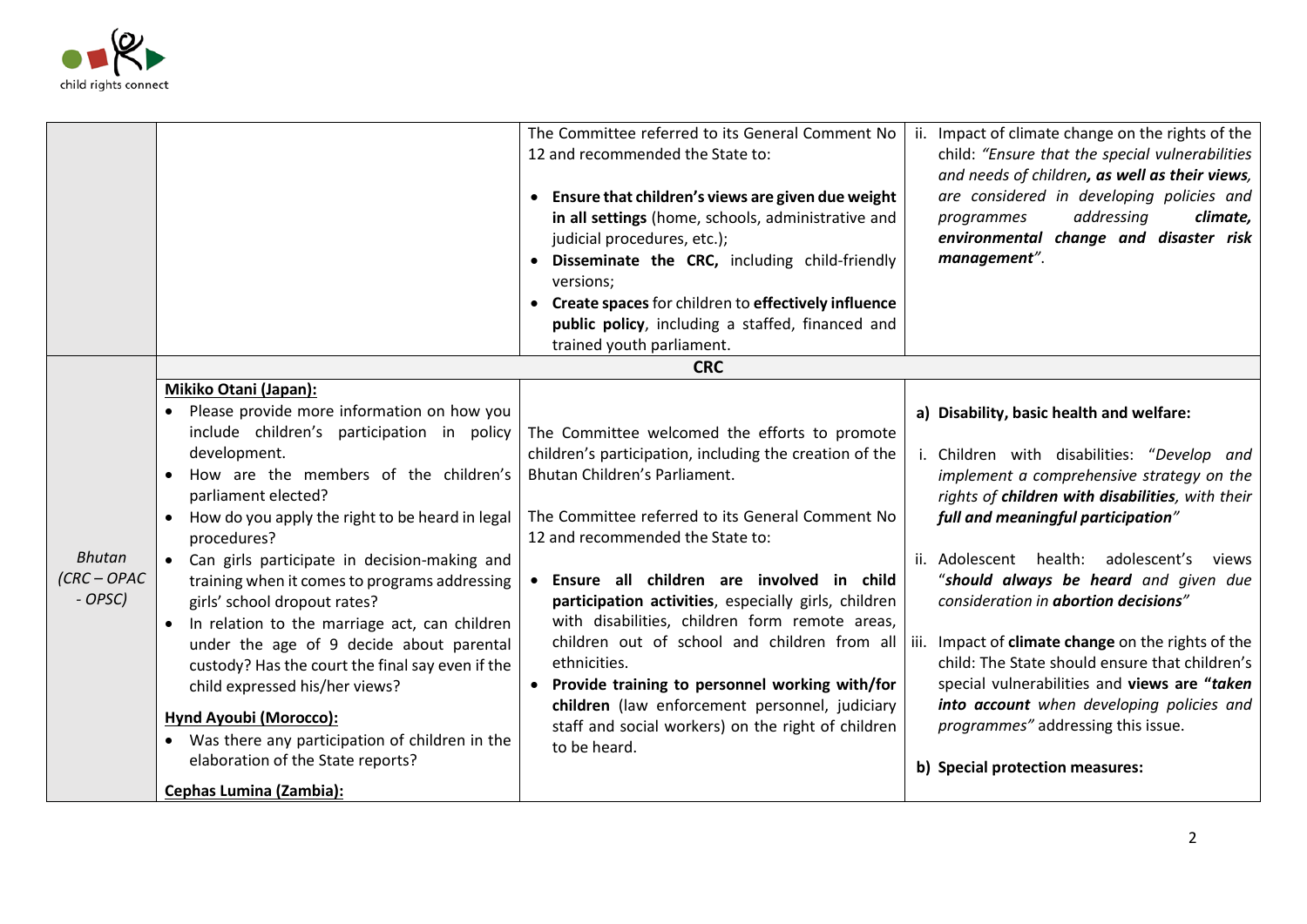| | | | |
|---|---|---|---|
| | | The Committee referred to its General Comment No 12 and recommended the State to:<br><br>• **Ensure that children's views are given due weight in all settings** (home, schools, administrative and judicial procedures, etc.);<br>• **Disseminate the CRC,** including child-friendly versions;<br>• **Create spaces** for children to **effectively influence public policy**, including a staffed, financed and trained youth parliament. | ii. Impact of climate change on the rights of the child: *"Ensure that the special vulnerabilities and needs of children, **as well as their views**, are considered in developing policies and programmes addressing **climate, environmental change and disaster risk management**"*. |
| | **CRC** | | |
| *Bhutan (CRC – OPAC - OPSC)* | **Mikiko Otani (Japan):**<br>• Please provide more information on how you include children's participation in policy development.<br>• How are the members of the children's parliament elected?<br>• How do you apply the right to be heard in legal procedures?<br>• Can girls participate in decision-making and training when it comes to programs addressing girls' school dropout rates?<br>• In relation to the marriage act, can children under the age of 9 decide about parental custody? Has the court the final say even if the child expressed his/her views?<br><br>**Hynd Ayoubi (Morocco):**<br>• Was there any participation of children in the elaboration of the State reports?<br><br>**Cephas Lumina (Zambia):** | The Committee welcomed the efforts to promote children's participation, including the creation of the Bhutan Children's Parliament.<br><br>The Committee referred to its General Comment No 12 and recommended the State to:<br><br>• **Ensure all children are involved in child participation activities**, especially girls, children with disabilities, children form remote areas, children out of school and children from all ethnicities.<br>• **Provide training to personnel working with/for children** (law enforcement personnel, judiciary staff and social workers) on the right of children to be heard. | **a) Disability, basic health and welfare:**<br><br>i. Children with disabilities: "*Develop and implement a comprehensive strategy on the rights of **children with disabilities**, with their **full and meaningful participation**"*<br><br>ii. Adolescent health: adolescent's views "***should always be heard** and given due consideration in **abortion decisions**"*<br><br>iii. Impact of **climate change** on the rights of the child: The State should ensure that children's special vulnerabilities and **views are "*taken into account*** *when developing policies and programmes"* addressing this issue.<br><br>**b) Special protection measures:** |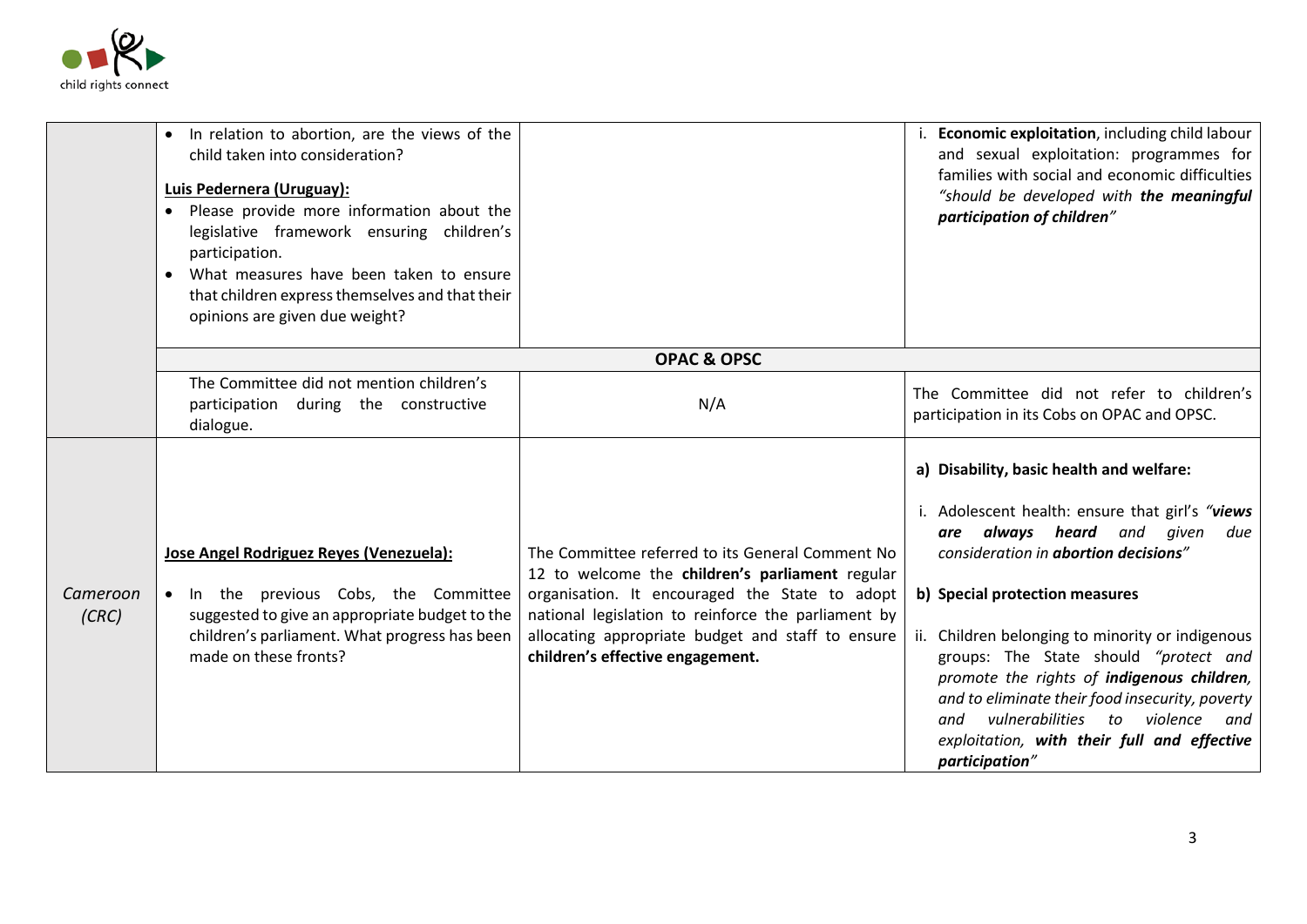| | | | |
|---|---|---|---|
| | • In relation to abortion, are the views of the child taken into consideration?<br><br>**<u>Luis Pedernera (Uruguay):</u>**<br>• Please provide more information about the legislative framework ensuring children's participation.<br>• What measures have been taken to ensure that children express themselves and that their opinions are given due weight? | | i. **Economic exploitation**, including child labour and sexual exploitation: programmes for families with social and economic difficulties *"should be developed with **the meaningful participation of children**"* |
| | **OPAC & OPSC** | | |
| | The Committee did not mention children's participation during the constructive dialogue. | N/A | The Committee did not refer to children's participation in its Cobs on OPAC and OPSC. |
| *Cameroon (CRC)* | **<u>Jose Angel Rodriguez Reyes (Venezuela):</u>**<br>• In the previous Cobs, the Committee suggested to give an appropriate budget to the children's parliament. What progress has been made on these fronts? | The Committee referred to its General Comment No 12 to welcome the **children's parliament** regular organisation. It encouraged the State to adopt national legislation to reinforce the parliament by allocating appropriate budget and staff to ensure **children's effective engagement.** | **a) Disability, basic health and welfare:**<br><br>i. Adolescent health: ensure that girl's *"**views are always heard** and given due consideration in **abortion decisions**"*<br><br>**b) Special protection measures**<br><br>ii. Children belonging to minority or indigenous groups: The State should *"protect and promote the rights of **indigenous children**, and to eliminate their food insecurity, poverty and vulnerabilities to violence and exploitation, **with their full and effective participation**"* |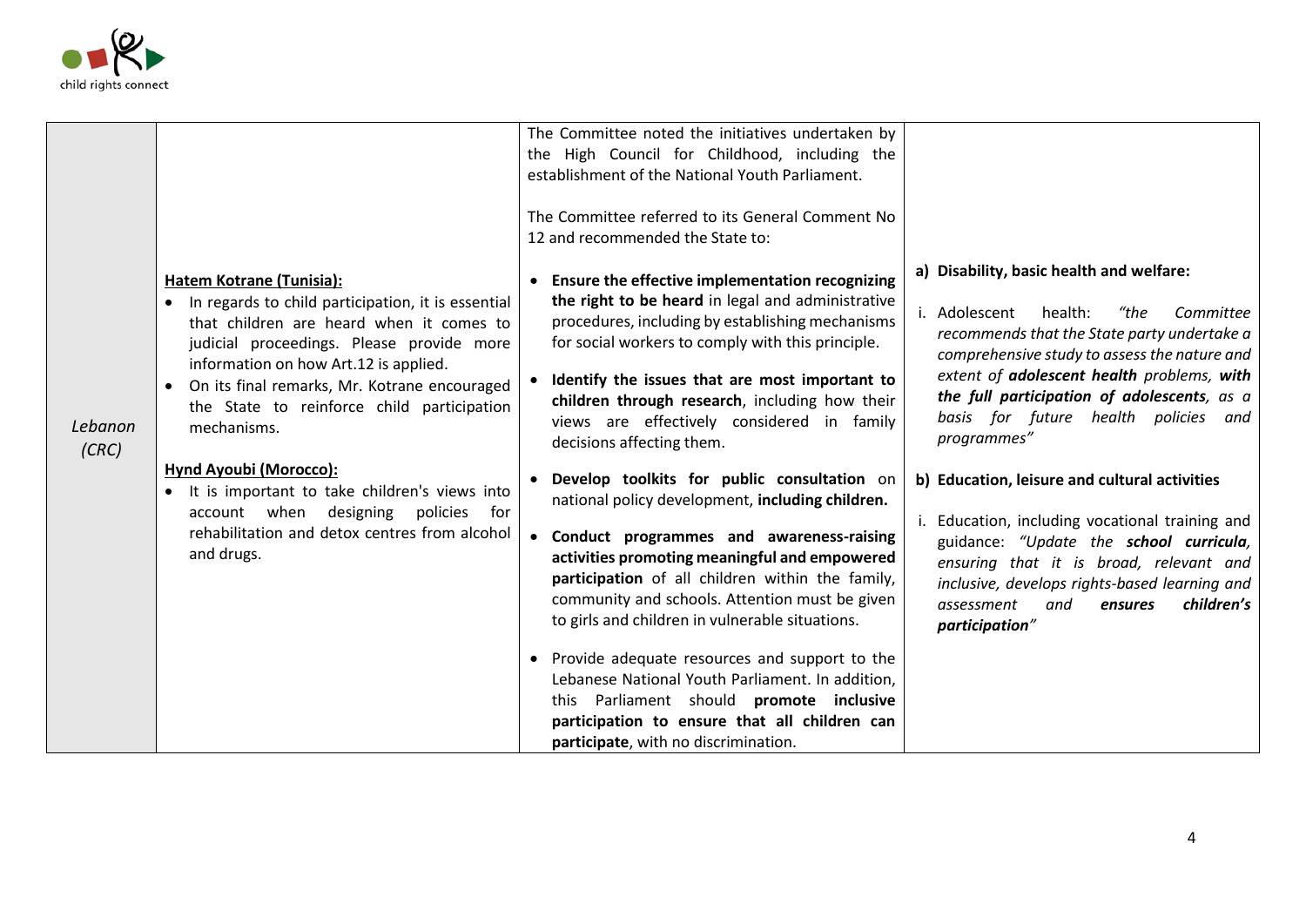| | | | |
|---|---|---|---|
| *Lebanon (CRC)* | **Hatem Kotrane (Tunisia):** <br>• In regards to child participation, it is essential that children are heard when it comes to judicial proceedings. Please provide more information on how Art.12 is applied.<br>• On its final remarks, Mr. Kotrane encouraged the State to reinforce child participation mechanisms.<br><br>**Hynd Ayoubi (Morocco):**<br>• It is important to take children's views into account when designing policies for rehabilitation and detox centres from alcohol and drugs. | The Committee noted the initiatives undertaken by the High Council for Childhood, including the establishment of the National Youth Parliament.<br><br>The Committee referred to its General Comment No 12 and recommended the State to:<br><br>• **Ensure the effective implementation recognizing the right to be heard** in legal and administrative procedures, including by establishing mechanisms for social workers to comply with this principle.<br>• **Identify the issues that are most important to children through research**, including how their views are effectively considered in family decisions affecting them.<br>• **Develop toolkits for public consultation** on national policy development, **including children.**<br>• **Conduct programmes and awareness-raising activities promoting meaningful and empowered participation** of all children within the family, community and schools. Attention must be given to girls and children in vulnerable situations.<br>• Provide adequate resources and support to the Lebanese National Youth Parliament. In addition, this Parliament should **promote inclusive participation to ensure that all children can participate**, with no discrimination. | **a) Disability, basic health and welfare:**<br><br>i. Adolescent health: *"the Committee recommends that the State party undertake a comprehensive study to assess the nature and extent of **adolescent health** problems, **with the full participation of adolescents**, as a basis for future health policies and programmes"*<br><br>**b) Education, leisure and cultural activities**<br><br>i. Education, including vocational training and guidance: *"Update the **school curricula**, ensuring that it is broad, relevant and inclusive, develops rights-based learning and assessment and **ensures children's participation**"* |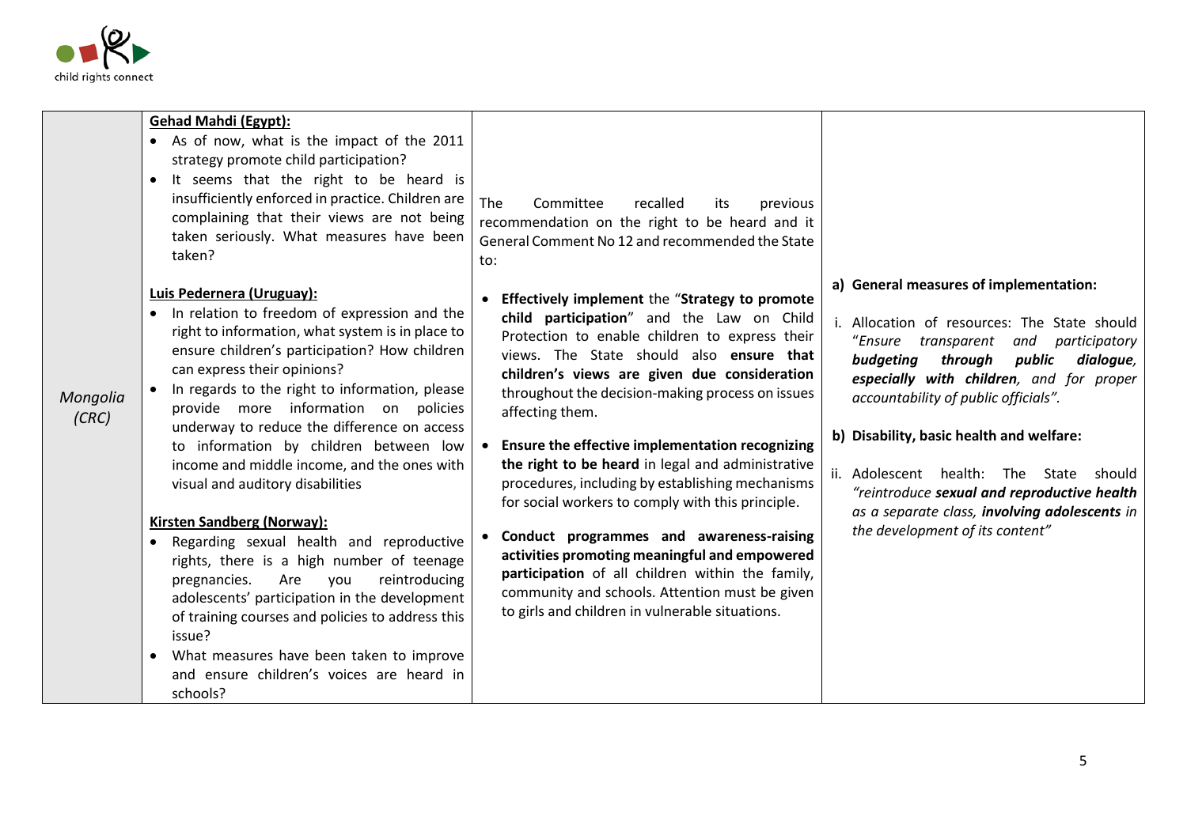| | | | |
|---|---|---|---|
| *Mongolia (CRC)* | **Gehad Mahdi (Egypt):**<br>• As of now, what is the impact of the 2011 strategy promote child participation?<br>• It seems that the right to be heard is insufficiently enforced in practice. Children are complaining that their views are not being taken seriously. What measures have been taken?<br><br>**Luis Pedernera (Uruguay):**<br>• In relation to freedom of expression and the right to information, what system is in place to ensure children's participation? How children can express their opinions?<br>• In regards to the right to information, please provide more information on policies underway to reduce the difference on access to information by children between low income and middle income, and the ones with visual and auditory disabilities<br><br>**Kirsten Sandberg (Norway):**<br>• Regarding sexual health and reproductive rights, there is a high number of teenage pregnancies. Are you reintroducing adolescents' participation in the development of training courses and policies to address this issue?<br>• What measures have been taken to improve and ensure children's voices are heard in schools? | The Committee recalled its previous recommendation on the right to be heard and it General Comment No 12 and recommended the State to:<br><br>• **Effectively implement** the "**Strategy to promote child participation**" and the Law on Child Protection to enable children to express their views. The State should also **ensure that children's views are given due consideration** throughout the decision-making process on issues affecting them.<br>• **Ensure the effective implementation recognizing the right to be heard** in legal and administrative procedures, including by establishing mechanisms for social workers to comply with this principle.<br>• **Conduct programmes and awareness-raising activities promoting meaningful and empowered participation** of all children within the family, community and schools. Attention must be given to girls and children in vulnerable situations. | **a) General measures of implementation:**<br><br>i. Allocation of resources: The State should "*Ensure transparent and participatory **budgeting through public dialogue, especially with children**, and for proper accountability of public officials*".<br><br>**b) Disability, basic health and welfare:**<br><br>ii. Adolescent health: The State should *"reintroduce **sexual and reproductive health** as a separate class, **involving adolescents** in the development of its content"* |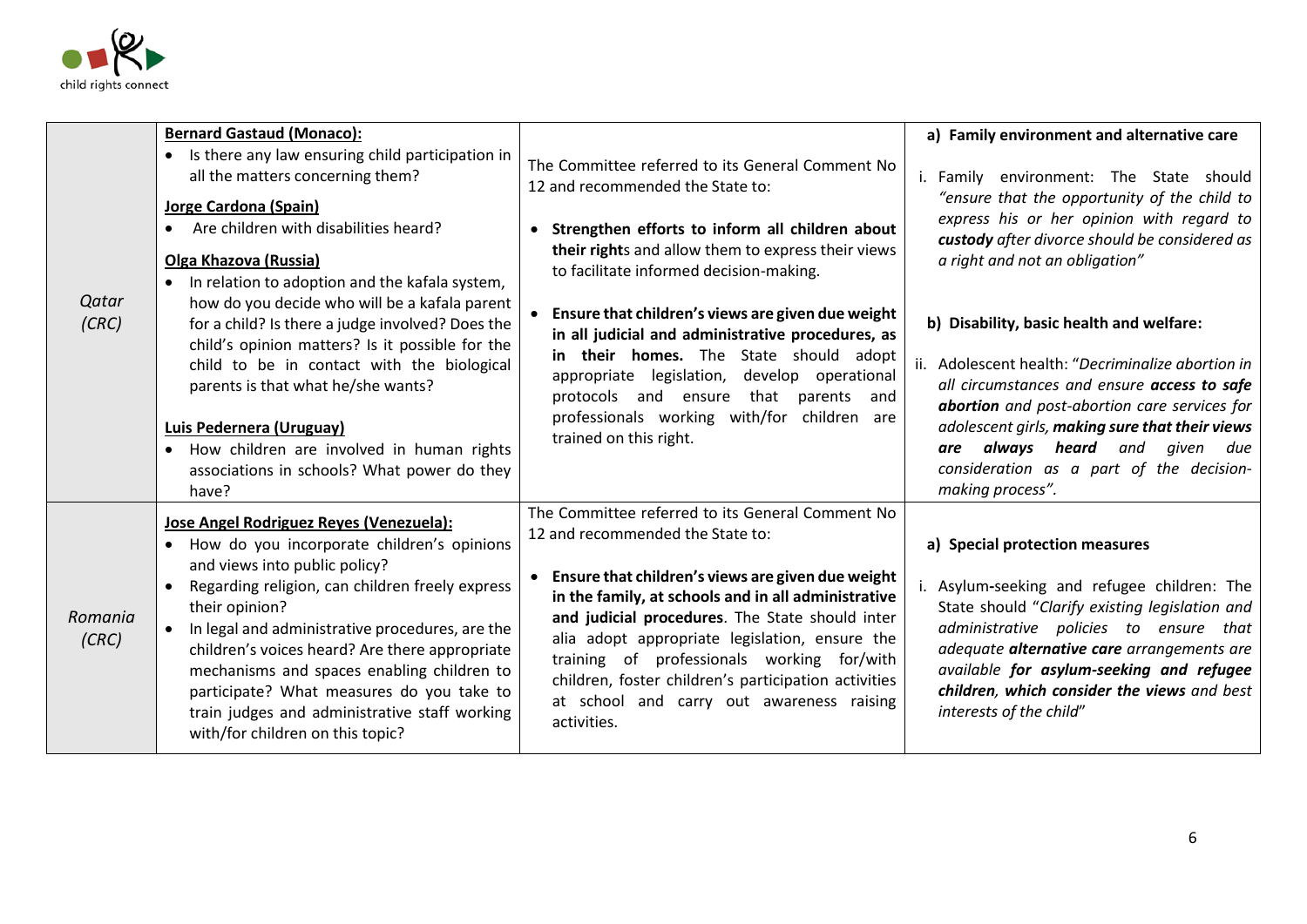| | | | |
|---|---|---|---|
| *Qatar (CRC)* | **Bernard Gastaud (Monaco):**<br>• Is there any law ensuring child participation in all the matters concerning them?<br>**Jorge Cardona (Spain)**<br>• Are children with disabilities heard?<br>**Olga Khazova (Russia)**<br>• In relation to adoption and the kafala system, how do you decide who will be a kafala parent for a child? Is there a judge involved? Does the child's opinion matters? Is it possible for the child to be in contact with the biological parents is that what he/she wants?<br>**Luis Pedernera (Uruguay)**<br>• How children are involved in human rights associations in schools? What power do they have? | The Committee referred to its General Comment No 12 and recommended the State to:<br>• **Strengthen efforts to inform all children about their right**s and allow them to express their views to facilitate informed decision-making.<br>• **Ensure that children's views are given due weight in all judicial and administrative procedures, as in their homes.** The State should adopt appropriate legislation, develop operational protocols and ensure that parents and professionals working with/for children are trained on this right. | **a) Family environment and alternative care**<br>i. Family environment: The State should *"ensure that the opportunity of the child to express his or her opinion with regard to **custody** after divorce should be considered as a right and not an obligation"*<br>**b) Disability, basic health and welfare:**<br>ii. Adolescent health: "*Decriminalize abortion in all circumstances and ensure **access to safe abortion** and post-abortion care services for adolescent girls, **making sure that their views are always heard** and given due consideration as a part of the decision-making process*". |
| *Romania (CRC)* | **Jose Angel Rodriguez Reyes (Venezuela):**<br>• How do you incorporate children's opinions and views into public policy?<br>• Regarding religion, can children freely express their opinion?<br>• In legal and administrative procedures, are the children's voices heard? Are there appropriate mechanisms and spaces enabling children to participate? What measures do you take to train judges and administrative staff working with/for children on this topic? | The Committee referred to its General Comment No 12 and recommended the State to:<br>• **Ensure that children's views are given due weight in the family, at schools and in all administrative and judicial procedures**. The State should inter alia adopt appropriate legislation, ensure the training of professionals working for/with children, foster children's participation activities at school and carry out awareness raising activities. | **a) Special protection measures**<br>i. Asylum-seeking and refugee children: The State should "*Clarify existing legislation and administrative policies to ensure that adequate **alternative care** arrangements are available **for asylum-seeking and refugee children**, **which consider the views** and best interests of the child*" |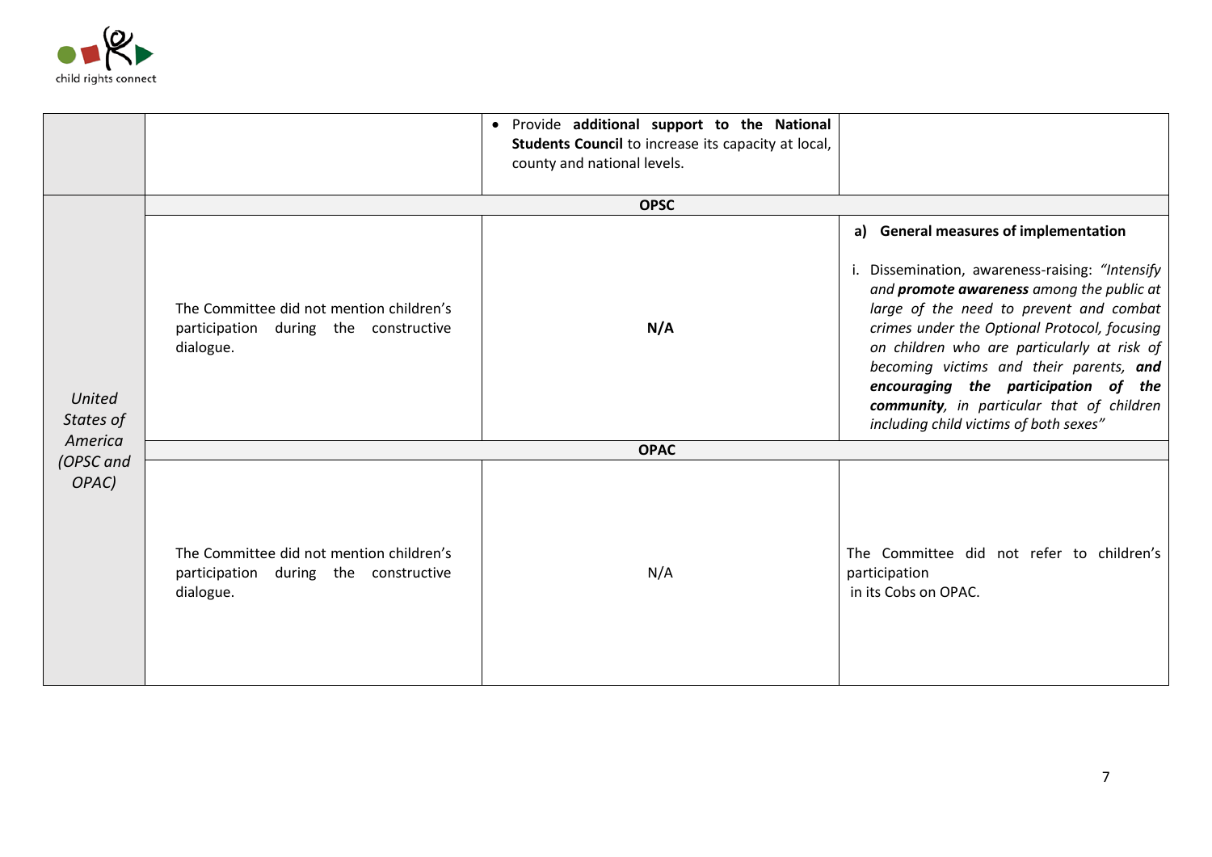| | | | |
|---|---|---|---|
| | | • Provide **additional support to the National Students Council** to increase its capacity at local, county and national levels. | |
| *United States of America (OPSC and OPAC)* | **OPSC** | | |
| | The Committee did not mention children's participation during the constructive dialogue. | **N/A** | **a) General measures of implementation**<br><br>i. Dissemination, awareness-raising: *"Intensify and **promote awareness** among the public at large of the need to prevent and combat crimes under the Optional Protocol, focusing on children who are particularly at risk of becoming victims and their parents, **and encouraging the participation of the community**, in particular that of children including child victims of both sexes"* |
| | **OPAC** | | |
| | The Committee did not mention children's participation during the constructive dialogue. | N/A | The Committee did not refer to children's participation in its Cobs on OPAC. |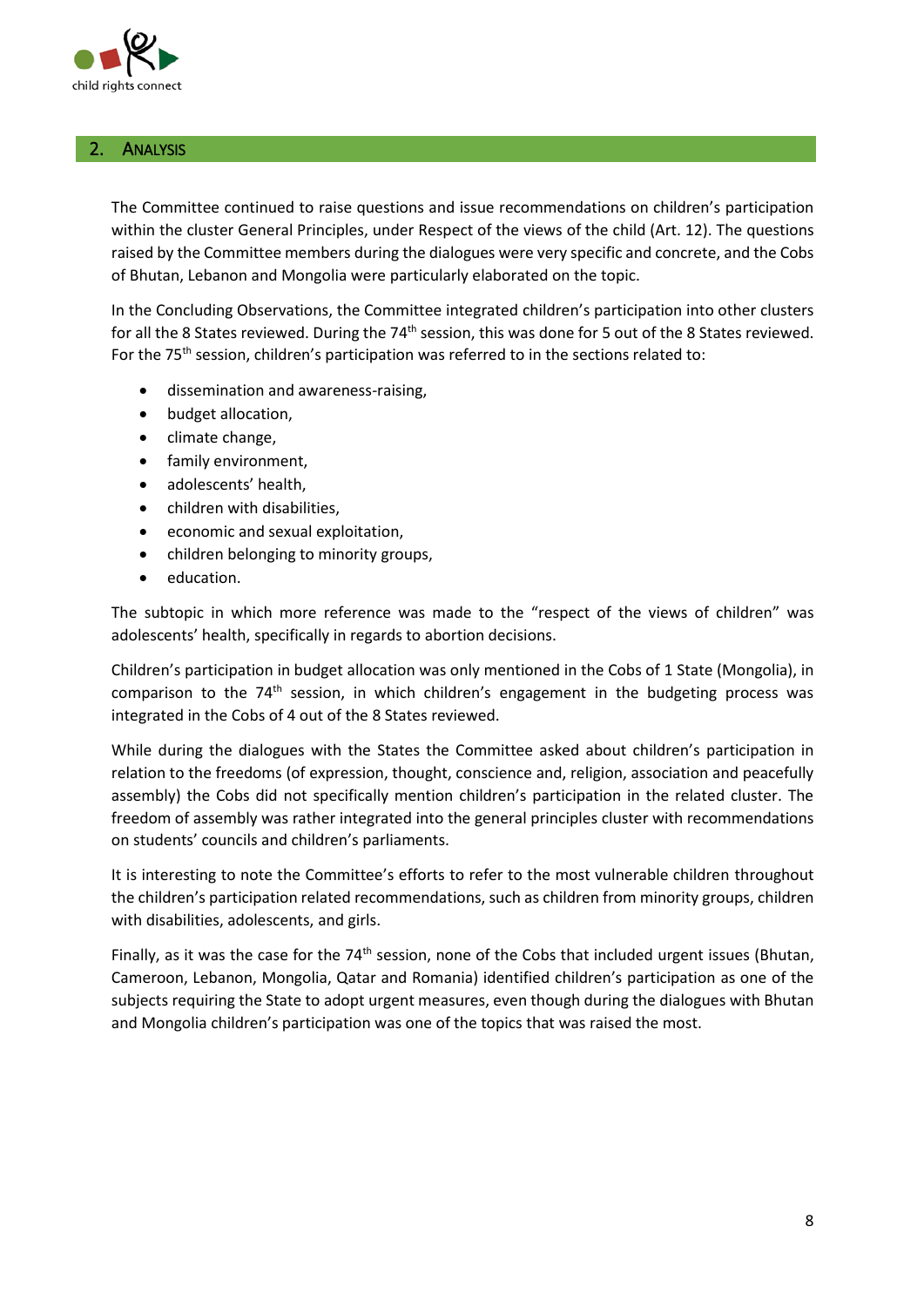## 2. ANALYSIS

The Committee continued to raise questions and issue recommendations on children's participation within the cluster General Principles, under Respect of the views of the child (Art. 12). The questions raised by the Committee members during the dialogues were very specific and concrete, and the Cobs of Bhutan, Lebanon and Mongolia were particularly elaborated on the topic.

In the Concluding Observations, the Committee integrated children's participation into other clusters for all the 8 States reviewed. During the 74th session, this was done for 5 out of the 8 States reviewed. For the 75th session, children's participation was referred to in the sections related to:

- dissemination and awareness-raising,
- budget allocation,
- climate change,
- family environment,
- adolescents' health,
- children with disabilities,
- economic and sexual exploitation,
- children belonging to minority groups,
- education.

The subtopic in which more reference was made to the "respect of the views of children" was adolescents' health, specifically in regards to abortion decisions.

Children's participation in budget allocation was only mentioned in the Cobs of 1 State (Mongolia), in comparison to the 74th session, in which children's engagement in the budgeting process was integrated in the Cobs of 4 out of the 8 States reviewed.

While during the dialogues with the States the Committee asked about children's participation in relation to the freedoms (of expression, thought, conscience and, religion, association and peacefully assembly) the Cobs did not specifically mention children's participation in the related cluster. The freedom of assembly was rather integrated into the general principles cluster with recommendations on students' councils and children's parliaments.

It is interesting to note the Committee's efforts to refer to the most vulnerable children throughout the children's participation related recommendations, such as children from minority groups, children with disabilities, adolescents, and girls.

Finally, as it was the case for the 74th session, none of the Cobs that included urgent issues (Bhutan, Cameroon, Lebanon, Mongolia, Qatar and Romania) identified children's participation as one of the subjects requiring the State to adopt urgent measures, even though during the dialogues with Bhutan and Mongolia children's participation was one of the topics that was raised the most.